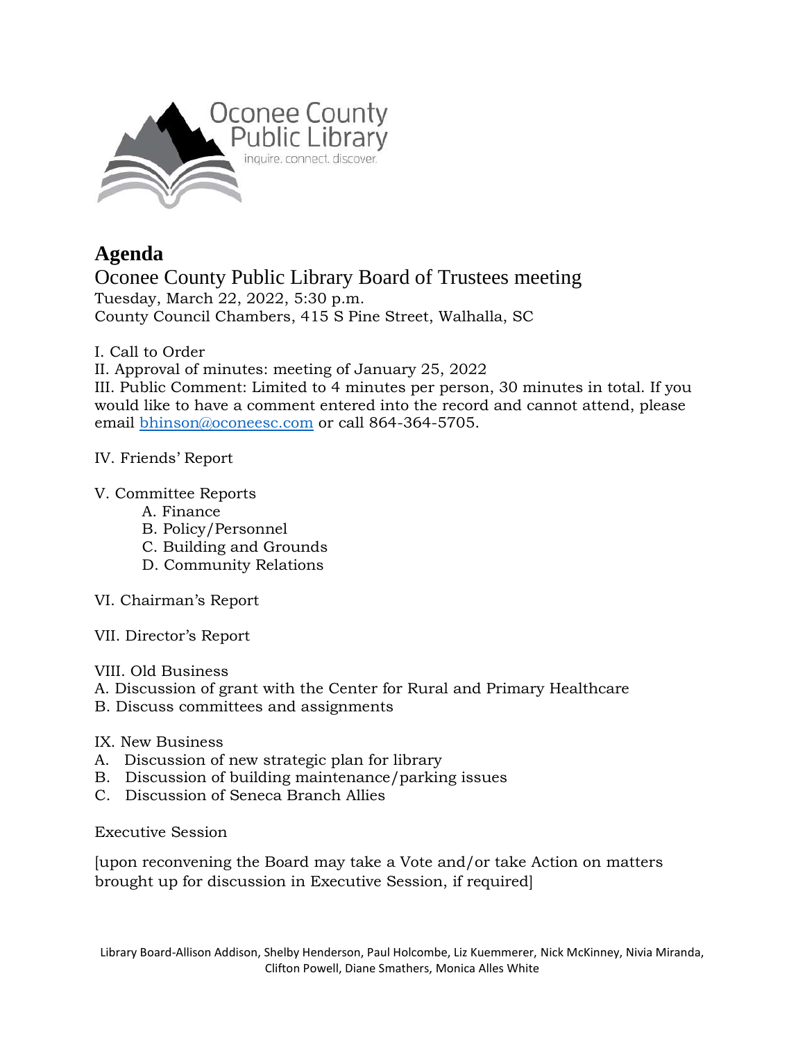Oconee County Public Library

inquire. connect. discover.

# Agenda

## Oconee County Public Library Board of Trustees meeting

Tuesday, March 22, 2022, 5:30 p.m.
County Council Chambers, 415 S Pine Street, Walhalla, SC

I. Call to Order

II. Approval of minutes: meeting of January 25, 2022

III. Public Comment: Limited to 4 minutes per person, 30 minutes in total. If you would like to have a comment entered into the record and cannot attend, please email bhinson@oconeesc.com or call 864-364-5705.

IV. Friends' Report

V. Committee Reports

- A. Finance
- B. Policy/Personnel
- C. Building and Grounds
- D. Community Relations

VI. Chairman's Report

VII. Director's Report

VIII. Old Business

A. Discussion of grant with the Center for Rural and Primary Healthcare
B. Discuss committees and assignments

IX. New Business

A. Discussion of new strategic plan for library
B. Discussion of building maintenance/parking issues
C. Discussion of Seneca Branch Allies

Executive Session

[upon reconvening the Board may take a Vote and/or take Action on matters brought up for discussion in Executive Session, if required]

Library Board-Allison Addison, Shelby Henderson, Paul Holcombe, Liz Kuemmerer, Nick McKinney, Nivia Miranda, Clifton Powell, Diane Smathers, Monica Alles White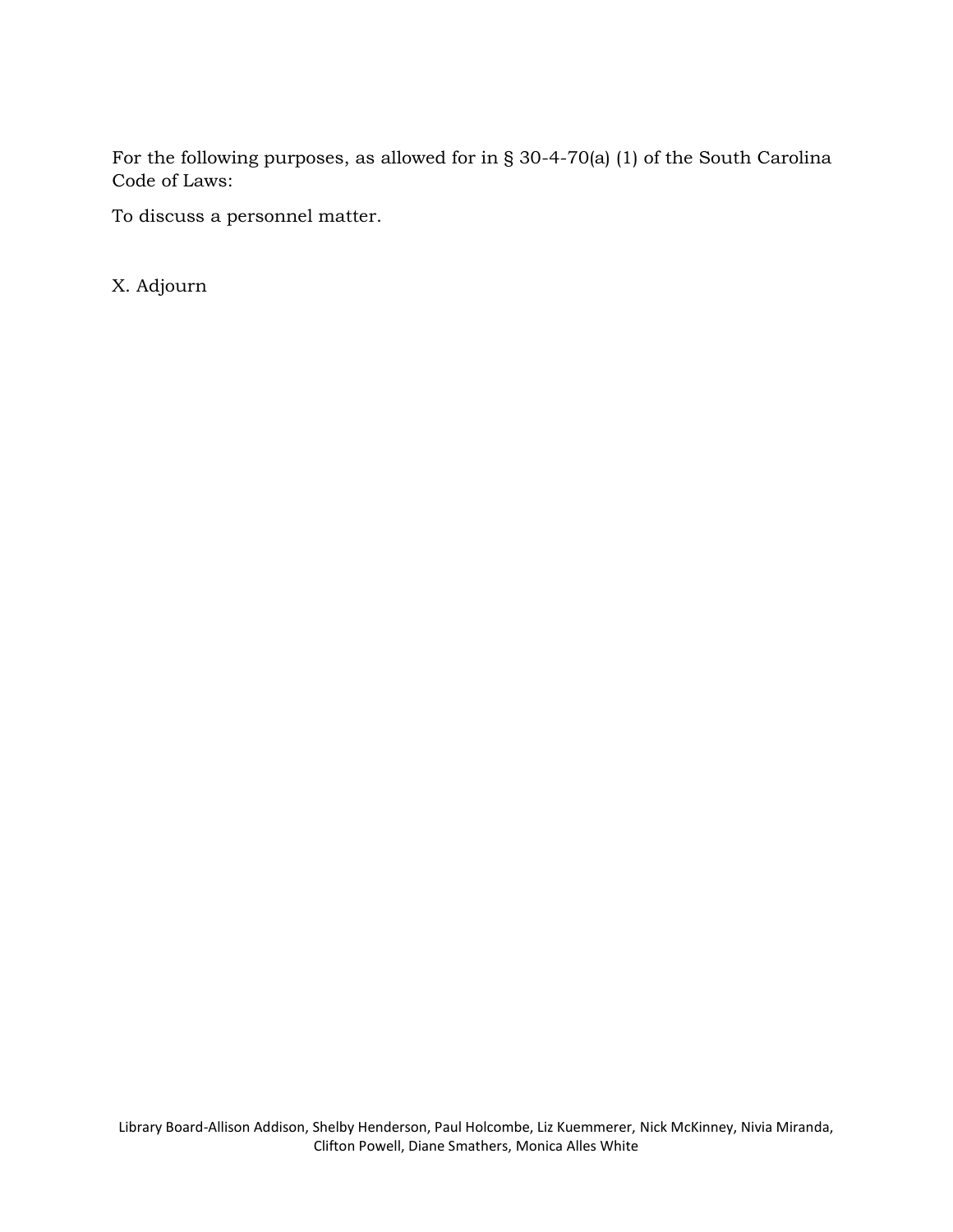For the following purposes, as allowed for in § 30-4-70(a) (1) of the South Carolina Code of Laws:

To discuss a personnel matter.

X. Adjourn